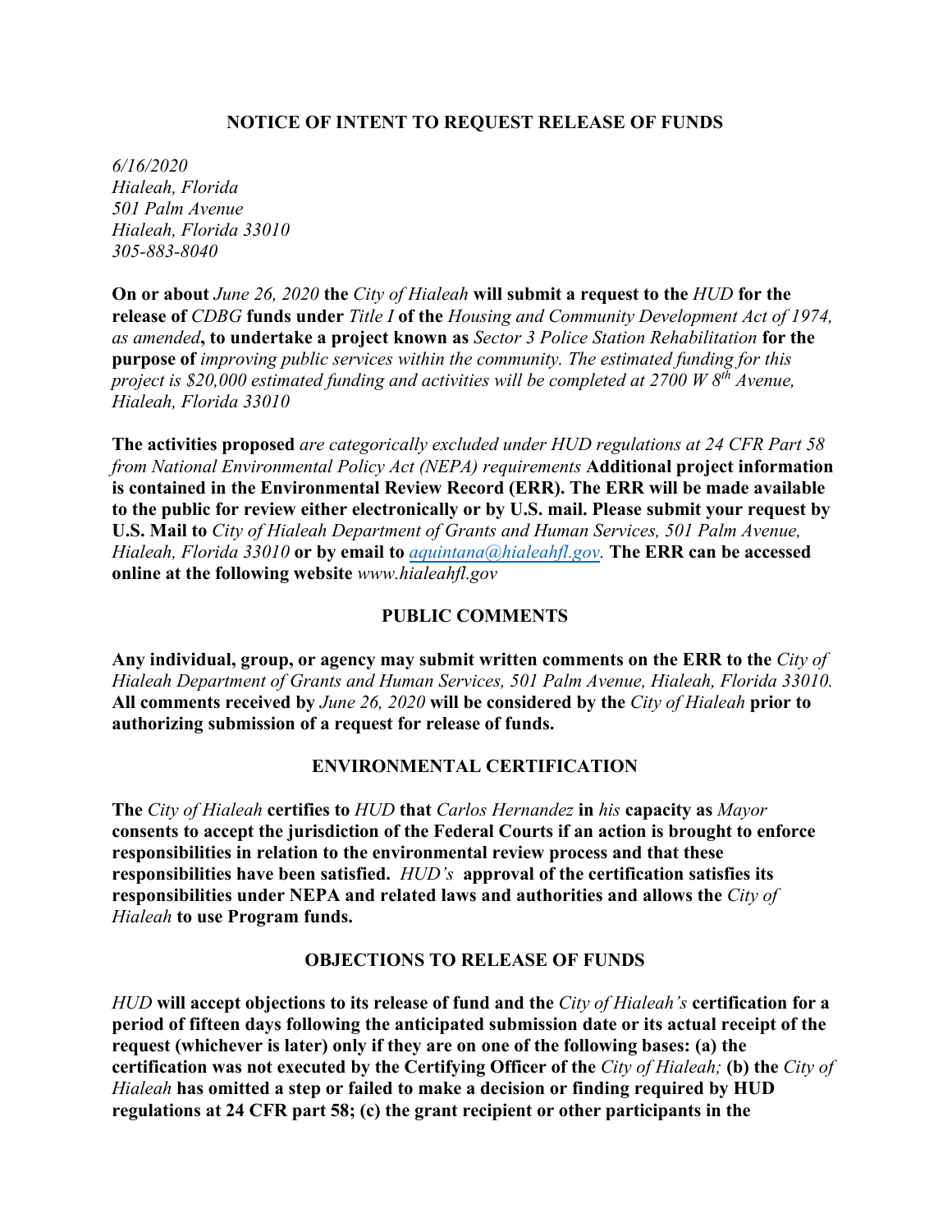## NOTICE OF INTENT TO REQUEST RELEASE OF FUNDS

*6/16/2020*
*Hialeah, Florida*
*501 Palm Avenue*
*Hialeah, Florida 33010*
*305-883-8040*

**On or about** *June 26, 2020* **the** *City of Hialeah* **will submit a request to the** *HUD* **for the release of** *CDBG* **funds under** *Title I* **of the** *Housing and Community Development Act of 1974, as amended***, to undertake a project known as** *Sector 3 Police Station Rehabilitation* **for the purpose of** *improving public services within the community. The estimated funding for this project is $20,000 estimated funding and activities will be completed at 2700 W 8th Avenue, Hialeah, Florida 33010*

**The activities proposed** *are categorically excluded under HUD regulations at 24 CFR Part 58 from National Environmental Policy Act (NEPA) requirements* **Additional project information is contained in the Environmental Review Record (ERR). The ERR will be made available to the public for review either electronically or by U.S. mail. Please submit your request by U.S. Mail to** *City of Hialeah Department of Grants and Human Services, 501 Palm Avenue, Hialeah, Florida 33010* **or by email to** *aquintana@hialeahfl.gov.* **The ERR can be accessed online at the following website** *www.hialeahfl.gov*

## PUBLIC COMMENTS

**Any individual, group, or agency may submit written comments on the ERR to the** *City of Hialeah Department of Grants and Human Services, 501 Palm Avenue, Hialeah, Florida 33010.* **All comments received by** *June 26, 2020* **will be considered by the** *City of Hialeah* **prior to authorizing submission of a request for release of funds.**

## ENVIRONMENTAL CERTIFICATION

**The** *City of Hialeah* **certifies to** *HUD* **that** *Carlos Hernandez* **in** *his* **capacity as** *Mayor* **consents to accept the jurisdiction of the Federal Courts if an action is brought to enforce responsibilities in relation to the environmental review process and that these responsibilities have been satisfied.** *HUD's* **approval of the certification satisfies its responsibilities under NEPA and related laws and authorities and allows the** *City of Hialeah* **to use Program funds.**

## OBJECTIONS TO RELEASE OF FUNDS

*HUD* **will accept objections to its release of fund and the** *City of Hialeah's* **certification for a period of fifteen days following the anticipated submission date or its actual receipt of the request (whichever is later) only if they are on one of the following bases: (a) the certification was not executed by the Certifying Officer of the** *City of Hialeah;* **(b) the** *City of Hialeah* **has omitted a step or failed to make a decision or finding required by HUD regulations at 24 CFR part 58; (c) the grant recipient or other participants in the**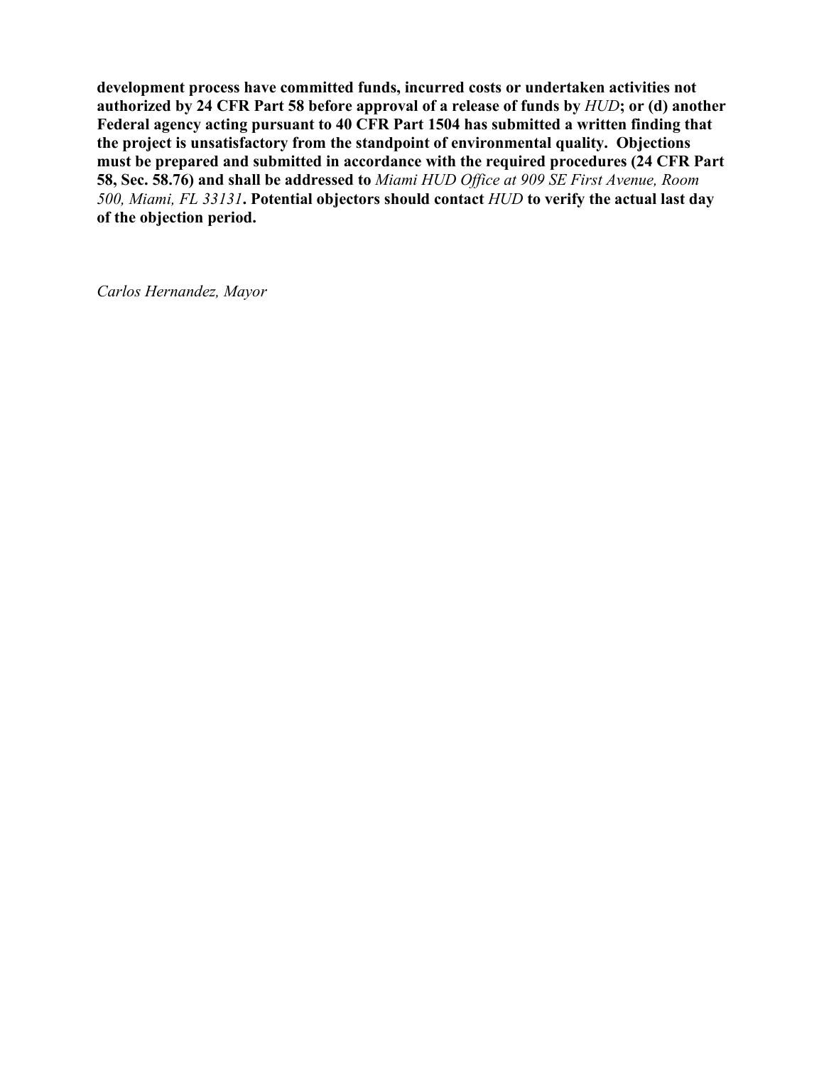**development process have committed funds, incurred costs or undertaken activities not authorized by 24 CFR Part 58 before approval of a release of funds by** *HUD***; or (d) another Federal agency acting pursuant to 40 CFR Part 1504 has submitted a written finding that the project is unsatisfactory from the standpoint of environmental quality. Objections must be prepared and submitted in accordance with the required procedures (24 CFR Part 58, Sec. 58.76) and shall be addressed to** *Miami HUD Office at 909 SE First Avenue, Room 500, Miami, FL 33131***. Potential objectors should contact** *HUD* **to verify the actual last day of the objection period.**

*Carlos Hernandez, Mayor*